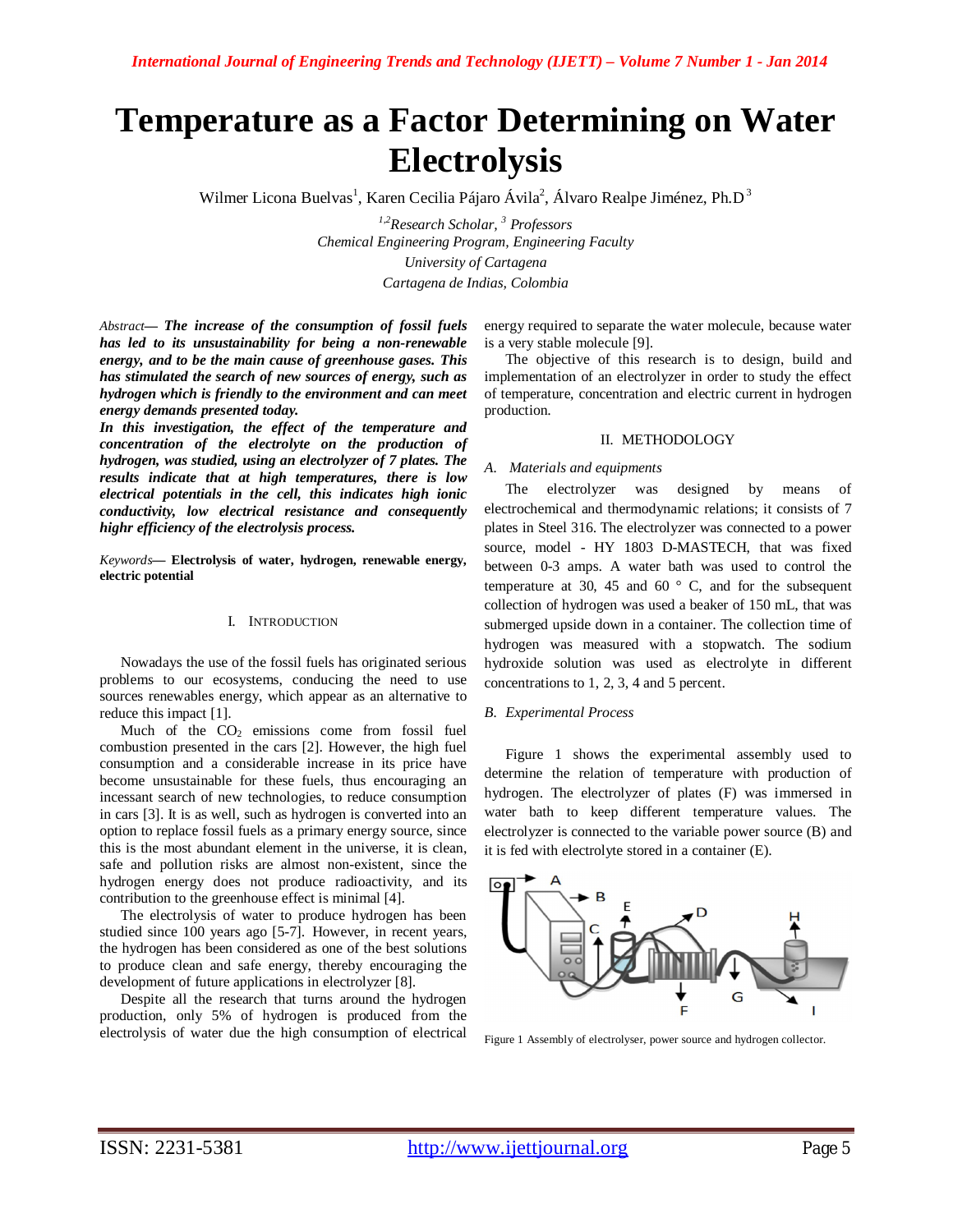# Temperature as a Factor Determining on Water Electrolysis

Wilmer Licona Buelvas[1], Karen Cecilia Pájaro Ávila[2], Álvaro Realpe Jiménez, Ph.D[3]

*[1,2]Research Scholar, [3] Professors*
*Chemical Engineering Program, Engineering Faculty*
*University of Cartagena*
*Cartagena de Indias, Colombia*

*Abstract*— ***The increase of the consumption of fossil fuels has led to its unsustainability for being a non-renewable energy, and to be the main cause of greenhouse gases. This has stimulated the search of new sources of energy, such as hydrogen which is friendly to the environment and can meet energy demands presented today.***

***In this investigation, the effect of the temperature and concentration of the electrolyte on the production of hydrogen, was studied, using an electrolyzer of 7 plates. The results indicate that at high temperatures, there is low electrical potentials in the cell, this indicates high ionic conductivity, low electrical resistance and consequently highr efficiency of the electrolysis process.***

*Keywords*— **Electrolysis of water, hydrogen, renewable energy, electric potential**

## I. Introduction

Nowadays the use of the fossil fuels has originated serious problems to our ecosystems, conducing the need to use sources renewables energy, which appear as an alternative to reduce this impact [1].

Much of the $CO_2$ emissions come from fossil fuel combustion presented in the cars [2]. However, the high fuel consumption and a considerable increase in its price have become unsustainable for these fuels, thus encouraging an incessant search of new technologies, to reduce consumption in cars [3]. It is as well, such as hydrogen is converted into an option to replace fossil fuels as a primary energy source, since this is the most abundant element in the universe, it is clean, safe and pollution risks are almost non-existent, since the hydrogen energy does not produce radioactivity, and its contribution to the greenhouse effect is minimal [4].

The electrolysis of water to produce hydrogen has been studied since 100 years ago [5-7]. However, in recent years, the hydrogen has been considered as one of the best solutions to produce clean and safe energy, thereby encouraging the development of future applications in electrolyzer [8].

Despite all the research that turns around the hydrogen production, only 5% of hydrogen is produced from the electrolysis of water due the high consumption of electrical energy required to separate the water molecule, because water is a very stable molecule [9].

The objective of this research is to design, build and implementation of an electrolyzer in order to study the effect of temperature, concentration and electric current in hydrogen production.

## II. Methodology

### A. Materials and equipments

The electrolyzer was designed by means of electrochemical and thermodynamic relations; it consists of 7 plates in Steel 316. The electrolyzer was connected to a power source, model - HY 1803 D-MASTECH, that was fixed between 0-3 amps. A water bath was used to control the temperature at 30, 45 and 60 ° C, and for the subsequent collection of hydrogen was used a beaker of 150 mL, that was submerged upside down in a container. The collection time of hydrogen was measured with a stopwatch. The sodium hydroxide solution was used as electrolyte in different concentrations to 1, 2, 3, 4 and 5 percent.

### B. Experimental Process

Figure 1 shows the experimental assembly used to determine the relation of temperature with production of hydrogen. The electrolyzer of plates (F) was immersed in water bath to keep different temperature values. The electrolyzer is connected to the variable power source (B) and it is fed with electrolyte stored in a container (E).

Figure 1 Assembly of electrolyser, power source and hydrogen collector.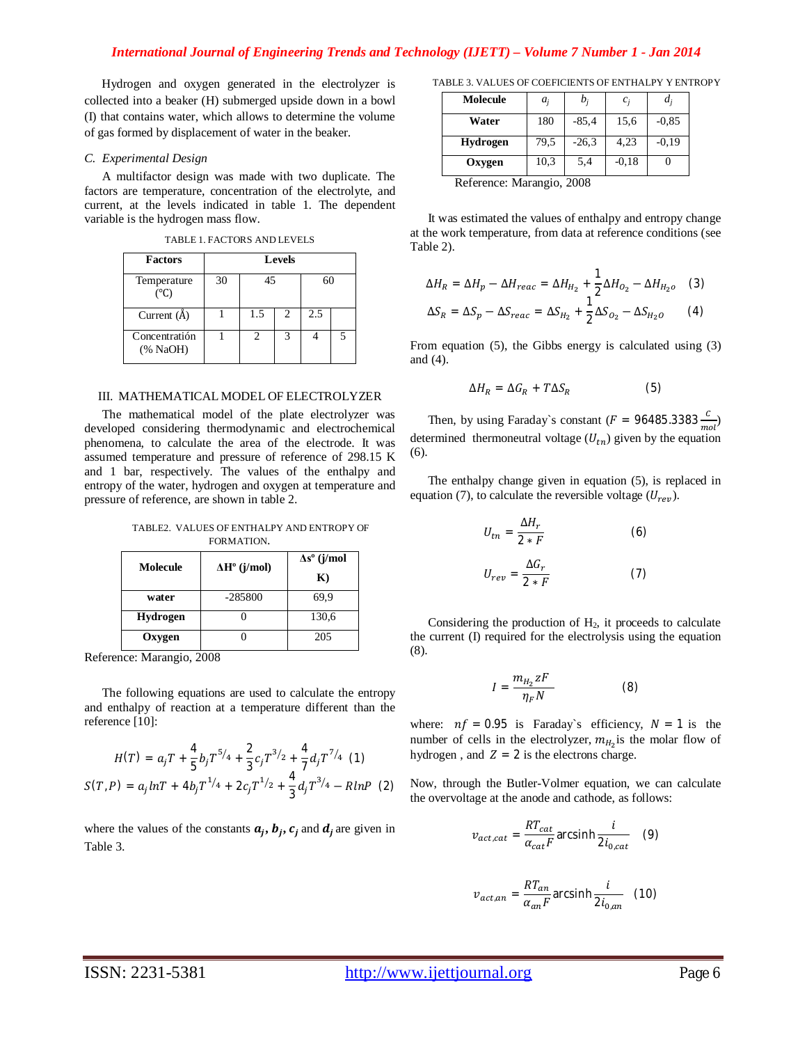Hydrogen and oxygen generated in the electrolyzer is collected into a beaker (H) submerged upside down in a bowl (I) that contains water, which allows to determine the volume of gas formed by displacement of water in the beaker.

### C. Experimental Design

A multifactor design was made with two duplicate. The factors are temperature, concentration of the electrolyte, and current, at the levels indicated in table 1. The dependent variable is the hydrogen mass flow.

TABLE 1. FACTORS AND LEVELS

| Factors | Levels | | | | |
|---|---|---|---|---|---|
| Temperature (°C) | 30 | 45 | | 60 | |
| Current (Å) | 1 | 1.5 | 2 | 2.5 | |
| Concentratión (% NaOH) | 1 | 2 | 3 | 4 | 5 |

## III. MATHEMATICAL MODEL OF ELECTROLYZER

The mathematical model of the plate electrolyzer was developed considering thermodynamic and electrochemical phenomena, to calculate the area of the electrode. It was assumed temperature and pressure of reference of 298.15 K and 1 bar, respectively. The values of the enthalpy and entropy of the water, hydrogen and oxygen at temperature and pressure of reference, are shown in table 2.

TABLE2. VALUES OF ENTHALPY AND ENTROPY OF FORMATION.

| Molecule | ΔH° (j/mol) | Δs° (j/mol K) |
|---|---|---|
| water | -285800 | 69,9 |
| Hydrogen | 0 | 130,6 |
| Oxygen | 0 | 205 |

Reference: Marangio, 2008

The following equations are used to calculate the entropy and enthalpy of reaction at a temperature different than the reference [10]:

$$H(T) = a_j T + \frac{4}{5} b_j T^{5/4} + \frac{2}{3} c_j T^{3/2} + \frac{4}{7} d_j T^{7/4} \quad (1)$$

$$S(T,P) = a_j \ln T + 4 b_j T^{1/4} + 2 c_j T^{1/2} + \frac{4}{3} d_j T^{3/4} - R \ln P \quad (2)$$

where the values of the constants $\boldsymbol{a_j}$, $\boldsymbol{b_j}$, $\boldsymbol{c_j}$ and $\boldsymbol{d_j}$ are given in Table 3.

TABLE 3. VALUES OF COEFICIENTS OF ENTHALPY Y ENTROPY

| Molecule | $a_j$ | $b_j$ | $c_j$ | $d_j$ |
|---|---|---|---|---|
| Water | 180 | -85,4 | 15,6 | -0,85 |
| Hydrogen | 79,5 | -26,3 | 4,23 | -0,19 |
| Oxygen | 10,3 | 5,4 | -0,18 | 0 |

Reference: Marangio, 2008

It was estimated the values of enthalpy and entropy change at the work temperature, from data at reference conditions (see Table 2).

$$\Delta H_R = \Delta H_p - \Delta H_{reac} = \Delta H_{H_2} + \frac{1}{2}\Delta H_{O_2} - \Delta H_{H_2o} \quad (3)$$

$$\Delta S_R = \Delta S_p - \Delta S_{reac} = \Delta S_{H_2} + \frac{1}{2}\Delta S_{O_2} - \Delta S_{H_2O} \quad (4)$$

From equation (5), the Gibbs energy is calculated using (3) and (4).

$$\Delta H_R = \Delta G_R + T\Delta S_R \quad (5)$$

Then, by using Faraday`s constant ($F = 96485.3383 \frac{c}{mol}$) determined thermoneutral voltage ($U_{tn}$) given by the equation (6).

The enthalpy change given in equation (5), is replaced in equation (7), to calculate the reversible voltage ($U_{rev}$).

$$U_{tn} = \frac{\Delta H_r}{2 * F} \quad (6)$$

$$U_{rev} = \frac{\Delta G_r}{2 * F} \quad (7)$$

Considering the production of $H_2$, it proceeds to calculate the current (I) required for the electrolysis using the equation (8).

$$I = \frac{m_{H_2} z F}{\eta_F N} \quad (8)$$

where: $nf = 0.95$ is Faraday`s efficiency, $N = 1$ is the number of cells in the electrolyzer, $m_{H_2}$ is the molar flow of hydrogen , and $Z = 2$ is the electrons charge.

Now, through the Butler-Volmer equation, we can calculate the overvoltage at the anode and cathode, as follows:

$$v_{act,cat} = \frac{RT_{cat}}{\alpha_{cat} F} \operatorname{arcsinh} \frac{i}{2 i_{0,cat}} \quad (9)$$

$$v_{act,an} = \frac{RT_{an}}{\alpha_{an} F} \operatorname{arcsinh} \frac{i}{2 i_{0,an}} \quad (10)$$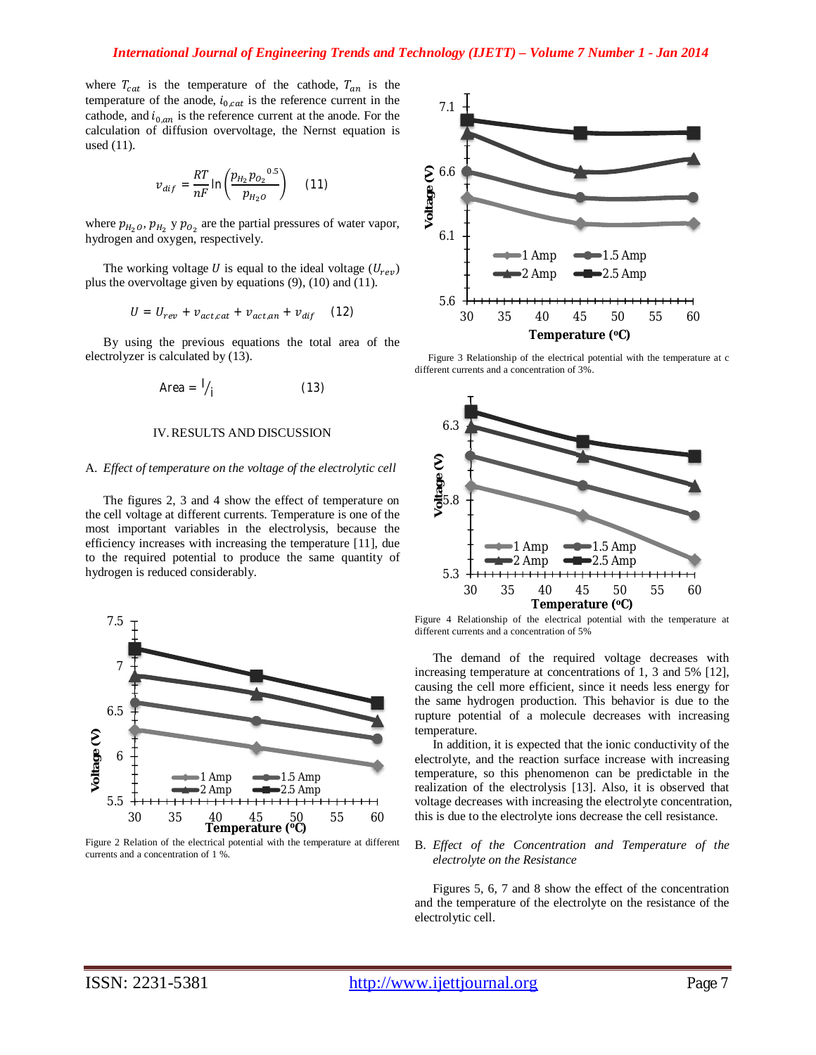where $T_{cat}$ is the temperature of the cathode, $T_{an}$ is the temperature of the anode, $i_{0,cat}$ is the reference current in the cathode, and $i_{0,an}$ is the reference current at the anode. For the calculation of diffusion overvoltage, the Nernst equation is used (11).

$$v_{dif} = \frac{RT}{nF} \ln\left(\frac{p_{H_2} p_{O_2}{}^{0.5}}{p_{H_2O}}\right) \quad (11)$$

where $p_{H_2O}$, $p_{H_2}$ y $p_{O_2}$ are the partial pressures of water vapor, hydrogen and oxygen, respectively.

The working voltage $U$ is equal to the ideal voltage ($U_{rev}$) plus the overvoltage given by equations (9), (10) and (11).

$$U = U_{rev} + v_{act,cat} + v_{act,an} + v_{dif} \quad (12)$$

By using the previous equations the total area of the electrolyzer is calculated by (13).

$$\text{Area} = {}^{I}/_{i} \quad (13)$$

## IV. RESULTS AND DISCUSSION

### A. *Effect of temperature on the voltage of the electrolytic cell*

The figures 2, 3 and 4 show the effect of temperature on the cell voltage at different currents. Temperature is one of the most important variables in the electrolysis, because the efficiency increases with increasing the temperature [11], due to the required potential to produce the same quantity of hydrogen is reduced considerably.

Figure 2 Relation of the electrical potential with the temperature at different currents and a concentration of 1 %.

Figure 3 Relationship of the electrical potential with the temperature at c different currents and a concentration of 3%.

Figure 4 Relationship of the electrical potential with the temperature at different currents and a concentration of 5%

The demand of the required voltage decreases with increasing temperature at concentrations of 1, 3 and 5% [12], causing the cell more efficient, since it needs less energy for the same hydrogen production. This behavior is due to the rupture potential of a molecule decreases with increasing temperature.

In addition, it is expected that the ionic conductivity of the electrolyte, and the reaction surface increase with increasing temperature, so this phenomenon can be predictable in the realization of the electrolysis [13]. Also, it is observed that voltage decreases with increasing the electrolyte concentration, this is due to the electrolyte ions decrease the cell resistance.

### B. *Effect of the Concentration and Temperature of the electrolyte on the Resistance*

Figures 5, 6, 7 and 8 show the effect of the concentration and the temperature of the electrolyte on the resistance of the electrolytic cell.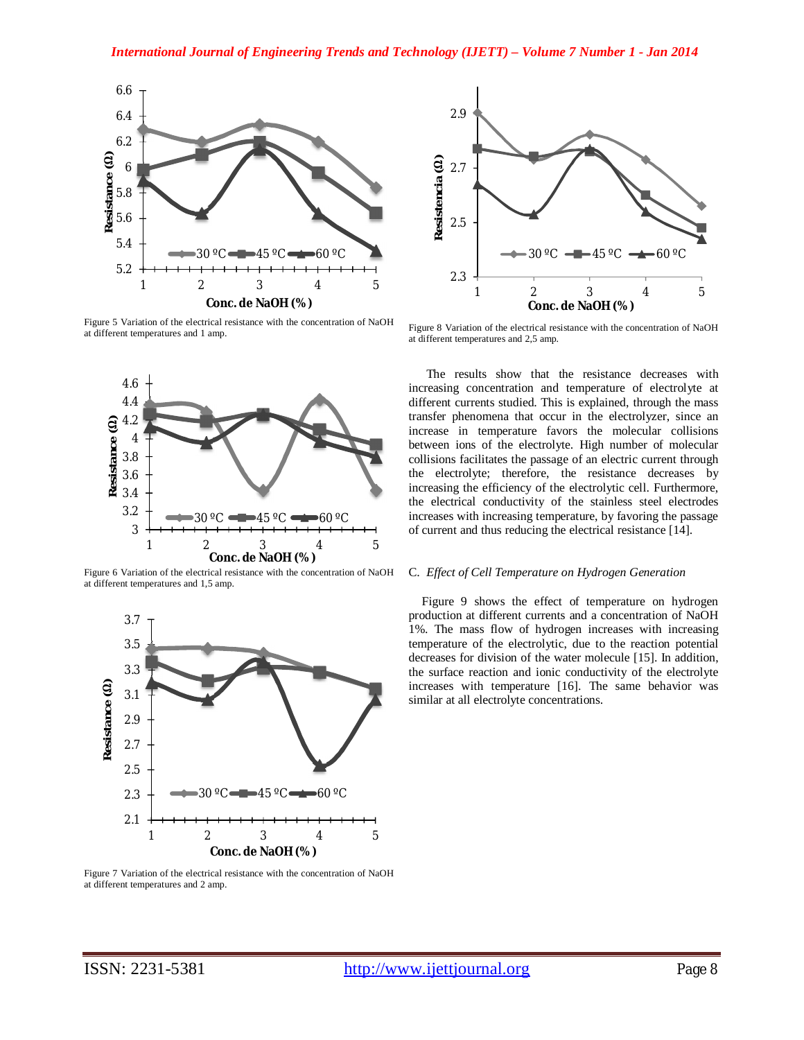Figure 5 Variation of the electrical resistance with the concentration of NaOH at different temperatures and 1 amp.

Figure 6 Variation of the electrical resistance with the concentration of NaOH at different temperatures and 1,5 amp.

Figure 7 Variation of the electrical resistance with the concentration of NaOH at different temperatures and 2 amp.

Figure 8 Variation of the electrical resistance with the concentration of NaOH at different temperatures and 2,5 amp.

The results show that the resistance decreases with increasing concentration and temperature of electrolyte at different currents studied. This is explained, through the mass transfer phenomena that occur in the electrolyzer, since an increase in temperature favors the molecular collisions between ions of the electrolyte. High number of molecular collisions facilitates the passage of an electric current through the electrolyte; therefore, the resistance decreases by increasing the efficiency of the electrolytic cell. Furthermore, the electrical conductivity of the stainless steel electrodes increases with increasing temperature, by favoring the passage of current and thus reducing the electrical resistance [14].

### C. *Effect of Cell Temperature on Hydrogen Generation*

Figure 9 shows the effect of temperature on hydrogen production at different currents and a concentration of NaOH 1%. The mass flow of hydrogen increases with increasing temperature of the electrolytic, due to the reaction potential decreases for division of the water molecule [15]. In addition, the surface reaction and ionic conductivity of the electrolyte increases with temperature [16]. The same behavior was similar at all electrolyte concentrations.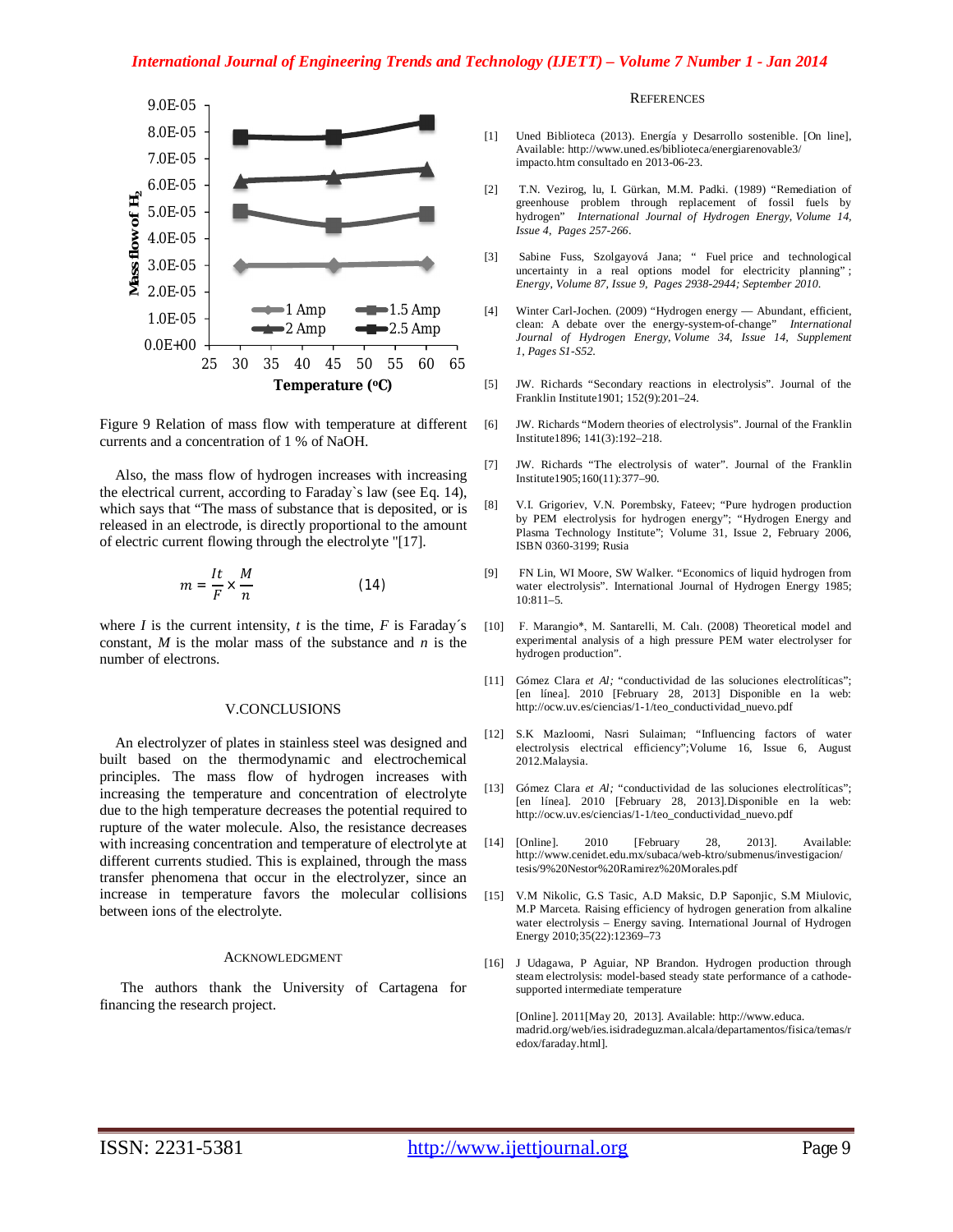9.0E-05
8.0E-05
7.0E-05
6.0E-05
5.0E-05
4.0E-05
3.0E-05
2.0E-05
1.0E-05
0.0E+00

Mass flow of $H_2$

25 30 35 40 45 50 55 60 65

Temperature (°C)

1 Amp
1.5 Amp
2 Amp
2.5 Amp

Figure 9 Relation of mass flow with temperature at different currents and a concentration of 1 % of NaOH.

Also, the mass flow of hydrogen increases with increasing the electrical current, according to Faraday`s law (see Eq. 14), which says that "The mass of substance that is deposited, or is released in an electrode, is directly proportional to the amount of electric current flowing through the electrolyte "[17].

$$m = \frac{It}{F} \times \frac{M}{n} \qquad (14)$$

where $I$ is the current intensity, $t$ is the time, $F$ is Faraday´s constant, $M$ is the molar mass of the substance and $n$ is the number of electrons.

## V. CONCLUSIONS

An electrolyzer of plates in stainless steel was designed and built based on the thermodynamic and electrochemical principles. The mass flow of hydrogen increases with increasing the temperature and concentration of electrolyte due to the high temperature decreases the potential required to rupture of the water molecule. Also, the resistance decreases with increasing concentration and temperature of electrolyte at different currents studied. This is explained, through the mass transfer phenomena that occur in the electrolyzer, since an increase in temperature favors the molecular collisions between ions of the electrolyte.

## ACKNOWLEDGMENT

The authors thank the University of Cartagena for financing the research project.

## REFERENCES

[1] Uned Biblioteca (2013). Energía y Desarrollo sostenible. [On line], Available: http://www.uned.es/biblioteca/energiarenovable3/impacto.htm consultado en 2013-06-23.

[2] T.N. Vezirog, lu, I. Gürkan, M.M. Padki. (1989) "Remediation of greenhouse problem through replacement of fossil fuels by hydrogen" *International Journal of Hydrogen Energy, Volume 14, Issue 4, Pages 257-266*.

[3] Sabine Fuss, Szolgayová Jana; " Fuel price and technological uncertainty in a real options model for electricity planning" ; *Energy, Volume 87, Issue 9, Pages 2938-2944; September 2010.*

[4] Winter Carl-Jochen. (2009) "Hydrogen energy — Abundant, efficient, clean: A debate over the energy-system-of-change" *International Journal of Hydrogen Energy, Volume 34, Issue 14, Supplement 1, Pages S1-S52.*

[5] JW. Richards "Secondary reactions in electrolysis". Journal of the Franklin Institute1901; 152(9):201–24.

[6] JW. Richards "Modern theories of electrolysis". Journal of the Franklin Institute1896; 141(3):192–218.

[7] JW. Richards "The electrolysis of water". Journal of the Franklin Institute1905;160(11):377–90.

[8] V.I. Grigoriev, V.N. Porembsky, Fateev; "Pure hydrogen production by PEM electrolysis for hydrogen energy"; "Hydrogen Energy and Plasma Technology Institute"; Volume 31, Issue 2, February 2006, ISBN 0360-3199; Rusia

[9] FN Lin, WI Moore, SW Walker. "Economics of liquid hydrogen from water electrolysis". International Journal of Hydrogen Energy 1985; 10:811–5.

[10] F. Marangio*, M. Santarelli, M. Calı. (2008) Theoretical model and experimental analysis of a high pressure PEM water electrolyser for hydrogen production".

[11] Gómez Clara *et Al;* "conductividad de las soluciones electrolíticas"; [en línea]. 2010 [February 28, 2013] Disponible en la web: http://ocw.uv.es/ciencias/1-1/teo_conductividad_nuevo.pdf

[12] S.K Mazloomi, Nasri Sulaiman; "Influencing factors of water electrolysis electrical efficiency";Volume 16, Issue 6, August 2012.Malaysia.

[13] Gómez Clara *et Al;* "conductividad de las soluciones electrolíticas"; [en línea]. 2010 [February 28, 2013].Disponible en la web: http://ocw.uv.es/ciencias/1-1/teo_conductividad_nuevo.pdf

[14] [Online]. 2010 [February 28, 2013]. Available: http://www.cenidet.edu.mx/subaca/web-ktro/submenus/investigacion/tesis/9%20Nestor%20Ramirez%20Morales.pdf

[15] V.M Nikolic, G.S Tasic, A.D Maksic, D.P Saponjic, S.M Miulovic, M.P Marceta. Raising efficiency of hydrogen generation from alkaline water electrolysis – Energy saving. International Journal of Hydrogen Energy 2010;35(22):12369–73

[16] J Udagawa, P Aguiar, NP Brandon. Hydrogen production through steam electrolysis: model-based steady state performance of a cathode-supported intermediate temperature

[Online]. 2011[May 20, 2013]. Available: http://www.educa.madrid.org/web/ies.isidradeguzman.alcala/departamentos/fisica/temas/redox/faraday.html].